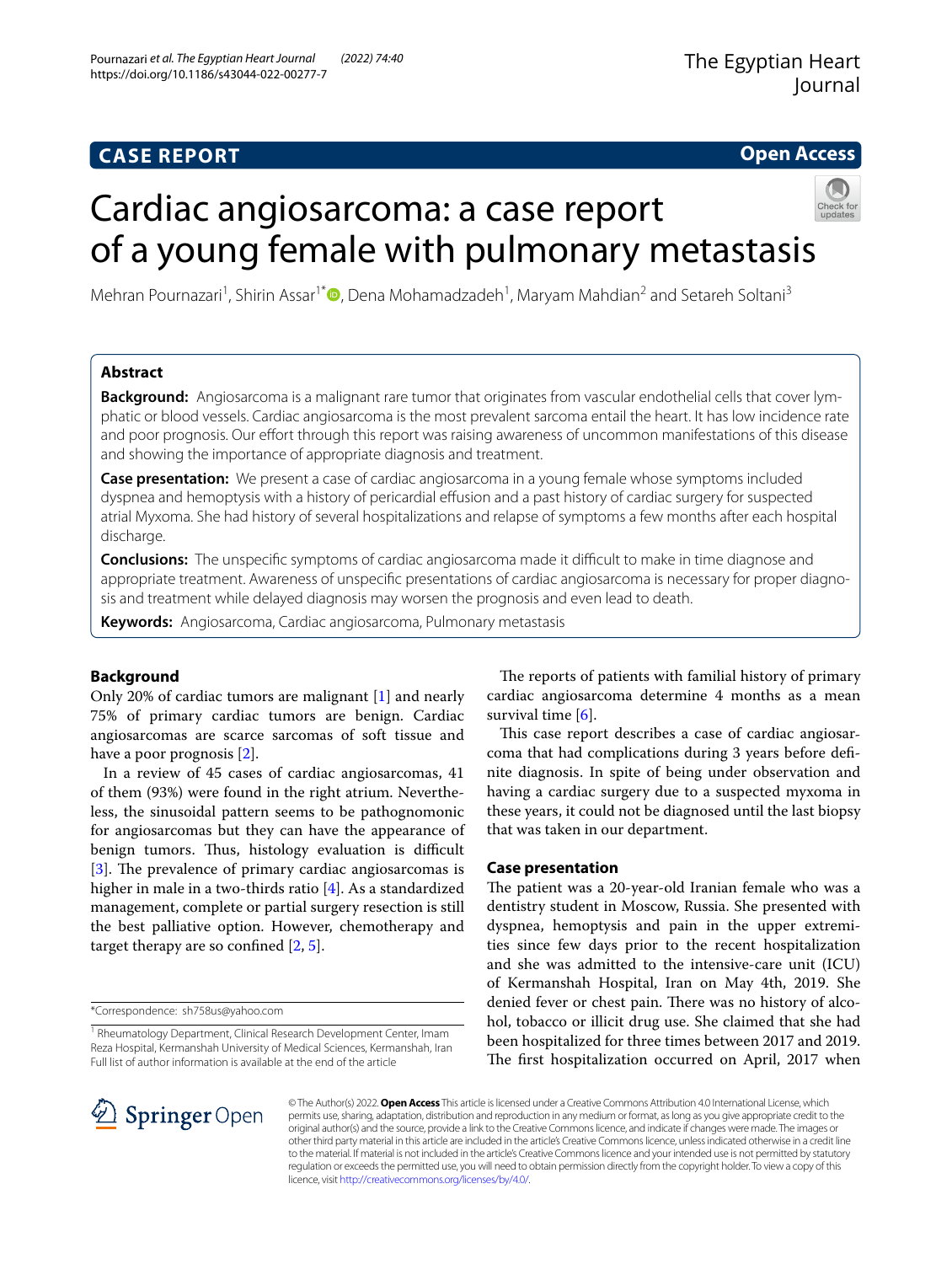CASE REPORT

Open Access

# Cardiac angiosarcoma: a case report of a young female with pulmonary metastasis

Mehran Pournazari[1], Shirin Assar[1*], Dena Mohamadzadeh[1], Maryam Mahdian[2] and Setareh Soltani[3]

## Abstract

**Background:** Angiosarcoma is a malignant rare tumor that originates from vascular endothelial cells that cover lymphatic or blood vessels. Cardiac angiosarcoma is the most prevalent sarcoma entail the heart. It has low incidence rate and poor prognosis. Our effort through this report was raising awareness of uncommon manifestations of this disease and showing the importance of appropriate diagnosis and treatment.

**Case presentation:** We present a case of cardiac angiosarcoma in a young female whose symptoms included dyspnea and hemoptysis with a history of pericardial effusion and a past history of cardiac surgery for suspected atrial Myxoma. She had history of several hospitalizations and relapse of symptoms a few months after each hospital discharge.

**Conclusions:** The unspecific symptoms of cardiac angiosarcoma made it difficult to make in time diagnose and appropriate treatment. Awareness of unspecific presentations of cardiac angiosarcoma is necessary for proper diagnosis and treatment while delayed diagnosis may worsen the prognosis and even lead to death.

**Keywords:** Angiosarcoma, Cardiac angiosarcoma, Pulmonary metastasis

## Background

Only 20% of cardiac tumors are malignant [1] and nearly 75% of primary cardiac tumors are benign. Cardiac angiosarcomas are scarce sarcomas of soft tissue and have a poor prognosis [2].

In a review of 45 cases of cardiac angiosarcomas, 41 of them (93%) were found in the right atrium. Nevertheless, the sinusoidal pattern seems to be pathognomonic for angiosarcomas but they can have the appearance of benign tumors. Thus, histology evaluation is difficult [3]. The prevalence of primary cardiac angiosarcomas is higher in male in a two-thirds ratio [4]. As a standardized management, complete or partial surgery resection is still the best palliative option. However, chemotherapy and target therapy are so confined [2, 5].

The reports of patients with familial history of primary cardiac angiosarcoma determine 4 months as a mean survival time [6].

This case report describes a case of cardiac angiosarcoma that had complications during 3 years before definite diagnosis. In spite of being under observation and having a cardiac surgery due to a suspected myxoma in these years, it could not be diagnosed until the last biopsy that was taken in our department.

## Case presentation

The patient was a 20-year-old Iranian female who was a dentistry student in Moscow, Russia. She presented with dyspnea, hemoptysis and pain in the upper extremities since few days prior to the recent hospitalization and she was admitted to the intensive-care unit (ICU) of Kermanshah Hospital, Iran on May 4th, 2019. She denied fever or chest pain. There was no history of alcohol, tobacco or illicit drug use. She claimed that she had been hospitalized for three times between 2017 and 2019. The first hospitalization occurred on April, 2017 when

*Correspondence: sh758us@yahoo.com

[1] Rheumatology Department, Clinical Research Development Center, Imam Reza Hospital, Kermanshah University of Medical Sciences, Kermanshah, Iran
Full list of author information is available at the end of the article

© The Author(s) 2022. **Open Access** This article is licensed under a Creative Commons Attribution 4.0 International License, which permits use, sharing, adaptation, distribution and reproduction in any medium or format, as long as you give appropriate credit to the original author(s) and the source, provide a link to the Creative Commons licence, and indicate if changes were made. The images or other third party material in this article are included in the article's Creative Commons licence, unless indicated otherwise in a credit line to the material. If material is not included in the article's Creative Commons licence and your intended use is not permitted by statutory regulation or exceeds the permitted use, you will need to obtain permission directly from the copyright holder. To view a copy of this licence, visit http://creativecommons.org/licenses/by/4.0/.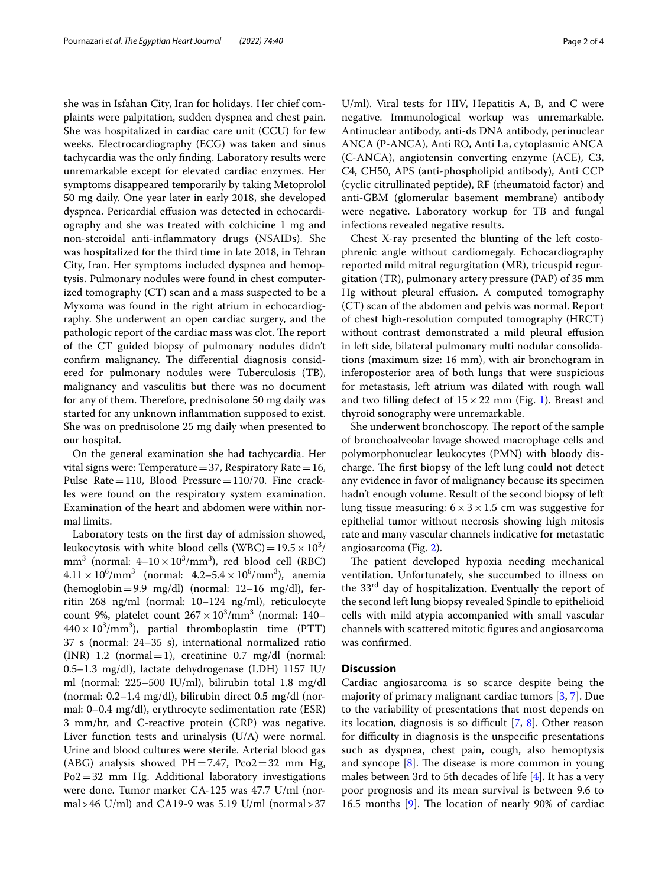she was in Isfahan City, Iran for holidays. Her chief complaints were palpitation, sudden dyspnea and chest pain. She was hospitalized in cardiac care unit (CCU) for few weeks. Electrocardiography (ECG) was taken and sinus tachycardia was the only finding. Laboratory results were unremarkable except for elevated cardiac enzymes. Her symptoms disappeared temporarily by taking Metoprolol 50 mg daily. One year later in early 2018, she developed dyspnea. Pericardial effusion was detected in echocardiography and she was treated with colchicine 1 mg and non-steroidal anti-inflammatory drugs (NSAIDs). She was hospitalized for the third time in late 2018, in Tehran City, Iran. Her symptoms included dyspnea and hemoptysis. Pulmonary nodules were found in chest computerized tomography (CT) scan and a mass suspected to be a Myxoma was found in the right atrium in echocardiography. She underwent an open cardiac surgery, and the pathologic report of the cardiac mass was clot. The report of the CT guided biopsy of pulmonary nodules didn't confirm malignancy. The differential diagnosis considered for pulmonary nodules were Tuberculosis (TB), malignancy and vasculitis but there was no document for any of them. Therefore, prednisolone 50 mg daily was started for any unknown inflammation supposed to exist. She was on prednisolone 25 mg daily when presented to our hospital.

On the general examination she had tachycardia. Her vital signs were: Temperature = 37, Respiratory Rate = 16, Pulse Rate = 110, Blood Pressure = 110/70. Fine crackles were found on the respiratory system examination. Examination of the heart and abdomen were within normal limits.

Laboratory tests on the first day of admission showed, leukocytosis with white blood cells (WBC) = $19.5 \times 10^3/\text{mm}^3$ (normal: $4–10 \times 10^3/\text{mm}^3$), red blood cell (RBC) $4.11 \times 10^6/\text{mm}^3$ (normal: $4.2–5.4 \times 10^6/\text{mm}^3$), anemia (hemoglobin = 9.9 mg/dl) (normal: 12–16 mg/dl), ferritin 268 ng/ml (normal: 10–124 ng/ml), reticulocyte count 9%, platelet count $267 \times 10^3/\text{mm}^3$ (normal: $140–440 \times 10^3/\text{mm}^3$), partial thromboplastin time (PTT) 37 s (normal: 24–35 s), international normalized ratio (INR) 1.2 (normal = 1), creatinine 0.7 mg/dl (normal: 0.5–1.3 mg/dl), lactate dehydrogenase (LDH) 1157 IU/ml (normal: 225–500 IU/ml), bilirubin total 1.8 mg/dl (normal: 0.2–1.4 mg/dl), bilirubin direct 0.5 mg/dl (normal: 0–0.4 mg/dl), erythrocyte sedimentation rate (ESR) 3 mm/hr, and C-reactive protein (CRP) was negative. Liver function tests and urinalysis (U/A) were normal. Urine and blood cultures were sterile. Arterial blood gas (ABG) analysis showed PH = 7.47, Pco2 = 32 mm Hg, Po2 = 32 mm Hg. Additional laboratory investigations were done. Tumor marker CA-125 was 47.7 U/ml (normal > 46 U/ml) and CA19-9 was 5.19 U/ml (normal > 37 U/ml). Viral tests for HIV, Hepatitis A, B, and C were negative. Immunological workup was unremarkable. Antinuclear antibody, anti-ds DNA antibody, perinuclear ANCA (P-ANCA), Anti RO, Anti La, cytoplasmic ANCA (C-ANCA), angiotensin converting enzyme (ACE), C3, C4, CH50, APS (anti-phospholipid antibody), Anti CCP (cyclic citrullinated peptide), RF (rheumatoid factor) and anti-GBM (glomerular basement membrane) antibody were negative. Laboratory workup for TB and fungal infections revealed negative results.

Chest X-ray presented the blunting of the left costophrenic angle without cardiomegaly. Echocardiography reported mild mitral regurgitation (MR), tricuspid regurgitation (TR), pulmonary artery pressure (PAP) of 35 mm Hg without pleural effusion. A computed tomography (CT) scan of the abdomen and pelvis was normal. Report of chest high-resolution computed tomography (HRCT) without contrast demonstrated a mild pleural effusion in left side, bilateral pulmonary multi nodular consolidations (maximum size: 16 mm), with air bronchogram in inferoposterior area of both lungs that were suspicious for metastasis, left atrium was dilated with rough wall and two filling defect of $15 \times 22$ mm (Fig. 1). Breast and thyroid sonography were unremarkable.

She underwent bronchoscopy. The report of the sample of bronchoalveolar lavage showed macrophage cells and polymorphonuclear leukocytes (PMN) with bloody discharge. The first biopsy of the left lung could not detect any evidence in favor of malignancy because its specimen hadn't enough volume. Result of the second biopsy of left lung tissue measuring: $6 \times 3 \times 1.5$ cm was suggestive for epithelial tumor without necrosis showing high mitosis rate and many vascular channels indicative for metastatic angiosarcoma (Fig. 2).

The patient developed hypoxia needing mechanical ventilation. Unfortunately, she succumbed to illness on the 33rd day of hospitalization. Eventually the report of the second left lung biopsy revealed Spindle to epithelioid cells with mild atypia accompanied with small vascular channels with scattered mitotic figures and angiosarcoma was confirmed.

## Discussion

Cardiac angiosarcoma is so scarce despite being the majority of primary malignant cardiac tumors [3, 7]. Due to the variability of presentations that most depends on its location, diagnosis is so difficult [7, 8]. Other reason for difficulty in diagnosis is the unspecific presentations such as dyspnea, chest pain, cough, also hemoptysis and syncope [8]. The disease is more common in young males between 3rd to 5th decades of life [4]. It has a very poor prognosis and its mean survival is between 9.6 to 16.5 months [9]. The location of nearly 90% of cardiac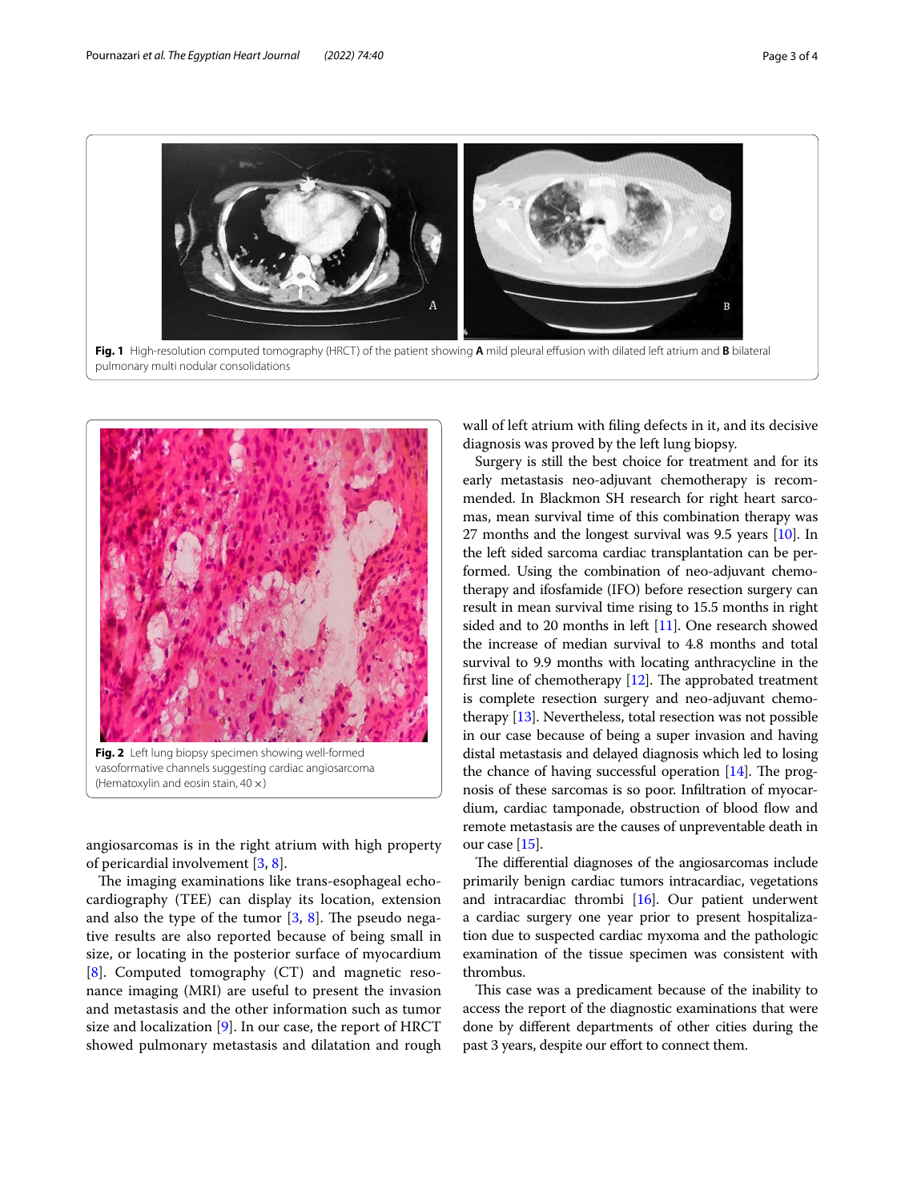**Fig. 1** High-resolution computed tomography (HRCT) of the patient showing **A** mild pleural effusion with dilated left atrium and **B** bilateral pulmonary multi nodular consolidations

**Fig. 2** Left lung biopsy specimen showing well-formed vasoformative channels suggesting cardiac angiosarcoma (Hematoxylin and eosin stain, 40 ×)

angiosarcomas is in the right atrium with high property of pericardial involvement [3, 8].

The imaging examinations like trans-esophageal echocardiography (TEE) can display its location, extension and also the type of the tumor [3, 8]. The pseudo negative results are also reported because of being small in size, or locating in the posterior surface of myocardium [8]. Computed tomography (CT) and magnetic resonance imaging (MRI) are useful to present the invasion and metastasis and the other information such as tumor size and localization [9]. In our case, the report of HRCT showed pulmonary metastasis and dilatation and rough wall of left atrium with filing defects in it, and its decisive diagnosis was proved by the left lung biopsy.

Surgery is still the best choice for treatment and for its early metastasis neo-adjuvant chemotherapy is recommended. In Blackmon SH research for right heart sarcomas, mean survival time of this combination therapy was 27 months and the longest survival was 9.5 years [10]. In the left sided sarcoma cardiac transplantation can be performed. Using the combination of neo-adjuvant chemotherapy and ifosfamide (IFO) before resection surgery can result in mean survival time rising to 15.5 months in right sided and to 20 months in left [11]. One research showed the increase of median survival to 4.8 months and total survival to 9.9 months with locating anthracycline in the first line of chemotherapy [12]. The approbated treatment is complete resection surgery and neo-adjuvant chemotherapy [13]. Nevertheless, total resection was not possible in our case because of being a super invasion and having distal metastasis and delayed diagnosis which led to losing the chance of having successful operation [14]. The prognosis of these sarcomas is so poor. Infiltration of myocardium, cardiac tamponade, obstruction of blood flow and remote metastasis are the causes of unpreventable death in our case [15].

The differential diagnoses of the angiosarcomas include primarily benign cardiac tumors intracardiac, vegetations and intracardiac thrombi [16]. Our patient underwent a cardiac surgery one year prior to present hospitalization due to suspected cardiac myxoma and the pathologic examination of the tissue specimen was consistent with thrombus.

This case was a predicament because of the inability to access the report of the diagnostic examinations that were done by different departments of other cities during the past 3 years, despite our effort to connect them.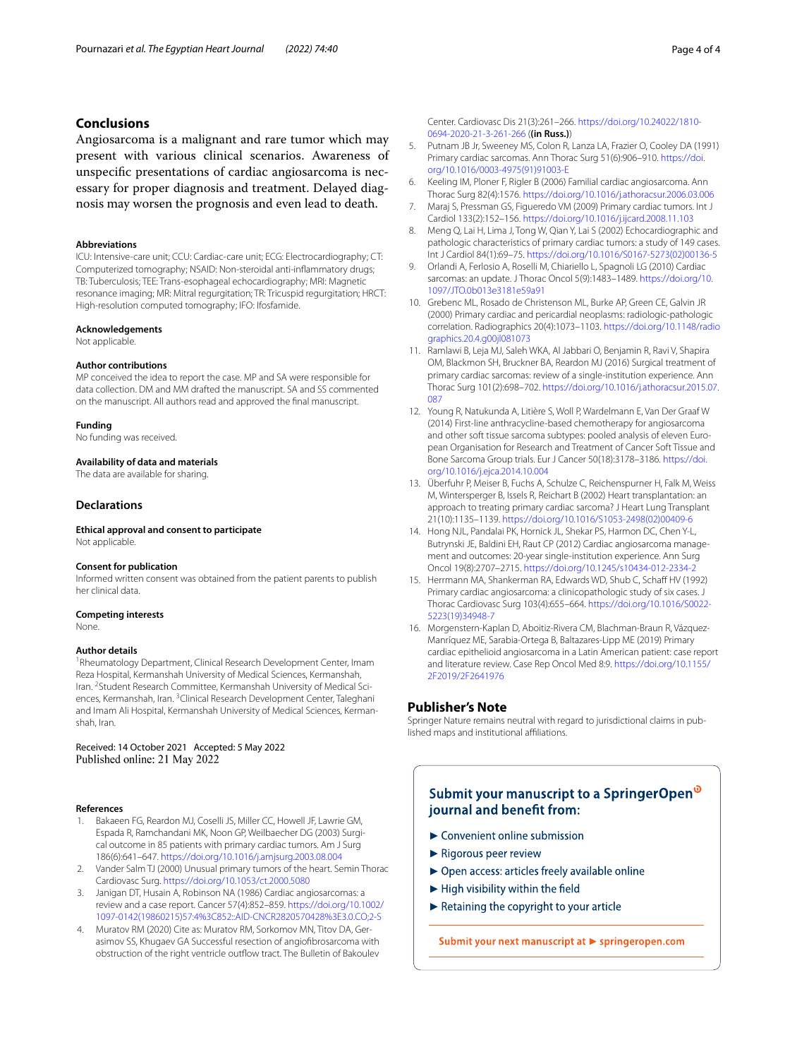## Conclusions

Angiosarcoma is a malignant and rare tumor which may present with various clinical scenarios. Awareness of unspecific presentations of cardiac angiosarcoma is necessary for proper diagnosis and treatment. Delayed diagnosis may worsen the prognosis and even lead to death.

### Abbreviations

ICU: Intensive-care unit; CCU: Cardiac-care unit; ECG: Electrocardiography; CT: Computerized tomography; NSAID: Non-steroidal anti-inflammatory drugs; TB: Tuberculosis; TEE: Trans-esophageal echocardiography; MRI: Magnetic resonance imaging; MR: Mitral regurgitation; TR: Tricuspid regurgitation; HRCT: High-resolution computed tomography; IFO: Ifosfamide.

### Acknowledgements

Not applicable.

### Author contributions

MP conceived the idea to report the case. MP and SA were responsible for data collection. DM and MM drafted the manuscript. SA and SS commented on the manuscript. All authors read and approved the final manuscript.

### Funding

No funding was received.

### Availability of data and materials

The data are available for sharing.

## Declarations

### Ethical approval and consent to participate

Not applicable.

### Consent for publication

Informed written consent was obtained from the patient parents to publish her clinical data.

### Competing interests

None.

### Author details

[1]Rheumatology Department, Clinical Research Development Center, Imam Reza Hospital, Kermanshah University of Medical Sciences, Kermanshah, Iran. [2]Student Research Committee, Kermanshah University of Medical Sciences, Kermanshah, Iran. [3]Clinical Research Development Center, Taleghani and Imam Ali Hospital, Kermanshah University of Medical Sciences, Kermanshah, Iran.

Received: 14 October 2021 Accepted: 5 May 2022
Published online: 21 May 2022

### References

1. Bakaeen FG, Reardon MJ, Coselli JS, Miller CC, Howell JF, Lawrie GM, Espada R, Ramchandani MK, Noon GP, Weilbaecher DG (2003) Surgical outcome in 85 patients with primary cardiac tumors. Am J Surg 186(6):641–647. https://doi.org/10.1016/j.amjsurg.2003.08.004
2. Vander Salm TJ (2000) Unusual primary tumors of the heart. Semin Thorac Cardiovasc Surg. https://doi.org/10.1053/ct.2000.5080
3. Janigan DT, Husain A, Robinson NA (1986) Cardiac angiosarcomas: a review and a case report. Cancer 57(4):852–859. https://doi.org/10.1002/1097-0142(19860215)57:4%3C852::AID-CNCR2820570428%3E3.0.CO;2-S
4. Muratov RM (2020) Cite as: Muratov RM, Sorkomov MN, Titov DA, Gerasimov SS, Khugaev GA Successful resection of angiofibrosarcoma with obstruction of the right ventricle outflow tract. The Bulletin of Bakoulev Center. Cardiovasc Dis 21(3):261–266. https://doi.org/10.24022/1810-0694-2020-21-3-261-266 (**(in Russ.)**)
5. Putnam JB Jr, Sweeney MS, Colon R, Lanza LA, Frazier O, Cooley DA (1991) Primary cardiac sarcomas. Ann Thorac Surg 51(6):906–910. https://doi.org/10.1016/0003-4975(91)91003-E
6. Keeling IM, Ploner F, Rigler B (2006) Familial cardiac angiosarcoma. Ann Thorac Surg 82(4):1576. https://doi.org/10.1016/j.athoracsur.2006.03.006
7. Maraj S, Pressman GS, Figueredo VM (2009) Primary cardiac tumors. Int J Cardiol 133(2):152–156. https://doi.org/10.1016/j.ijcard.2008.11.103
8. Meng Q, Lai H, Lima J, Tong W, Qian Y, Lai S (2002) Echocardiographic and pathologic characteristics of primary cardiac tumors: a study of 149 cases. Int J Cardiol 84(1):69–75. https://doi.org/10.1016/S0167-5273(02)00136-5
9. Orlandi A, Ferlosio A, Roselli M, Chiariello L, Spagnoli LG (2010) Cardiac sarcomas: an update. J Thorac Oncol 5(9):1483–1489. https://doi.org/10.1097/JTO.0b013e3181e59a91
10. Grebenc ML, Rosado de Christenson ML, Burke AP, Green CE, Galvin JR (2000) Primary cardiac and pericardial neoplasms: radiologic-pathologic correlation. Radiographics 20(4):1073–1103. https://doi.org/10.1148/radiographics.20.4.g00jl081073
11. Ramlawi B, Leja MJ, Saleh WKA, Al Jabbari O, Benjamin R, Ravi V, Shapira OM, Blackmon SH, Bruckner BA, Reardon MJ (2016) Surgical treatment of primary cardiac sarcomas: review of a single-institution experience. Ann Thorac Surg 101(2):698–702. https://doi.org/10.1016/j.athoracsur.2015.07.087
12. Young R, Natukunda A, Litière S, Woll P, Wardelmann E, Van Der Graaf W (2014) First-line anthracycline-based chemotherapy for angiosarcoma and other soft tissue sarcoma subtypes: pooled analysis of eleven European Organisation for Research and Treatment of Cancer Soft Tissue and Bone Sarcoma Group trials. Eur J Cancer 50(18):3178–3186. https://doi.org/10.1016/j.ejca.2014.10.004
13. Überfuhr P, Meiser B, Fuchs A, Schulze C, Reichenspurner H, Falk M, Weiss M, Wintersperger B, Issels R, Reichart B (2002) Heart transplantation: an approach to treating primary cardiac sarcoma? J Heart Lung Transplant 21(10):1135–1139. https://doi.org/10.1016/S1053-2498(02)00409-6
14. Hong NJL, Pandalai PK, Hornick JL, Shekar PS, Harmon DC, Chen Y-L, Butrynski JE, Baldini EH, Raut CP (2012) Cardiac angiosarcoma management and outcomes: 20-year single-institution experience. Ann Surg Oncol 19(8):2707–2715. https://doi.org/10.1245/s10434-012-2334-2
15. Herrmann MA, Shankerman RA, Edwards WD, Shub C, Schaff HV (1992) Primary cardiac angiosarcoma: a clinicopathologic study of six cases. J Thorac Cardiovasc Surg 103(4):655–664. https://doi.org/10.1016/S0022-5223(19)34948-7
16. Morgenstern-Kaplan D, Aboitiz-Rivera CM, Blachman-Braun R, Vázquez-Manríquez ME, Sarabia-Ortega B, Baltazares-Lipp ME (2019) Primary cardiac epithelioid angiosarcoma in a Latin American patient: case report and literature review. Case Rep Oncol Med 8:9. https://doi.org/10.1155/2F2019/2F2641976

## Publisher's Note

Springer Nature remains neutral with regard to jurisdictional claims in published maps and institutional affiliations.

**Submit your manuscript to a SpringerOpen journal and benefit from:**

- Convenient online submission
- Rigorous peer review
- Open access: articles freely available online
- High visibility within the field
- Retaining the copyright to your article

**Submit your next manuscript at ► springeropen.com**